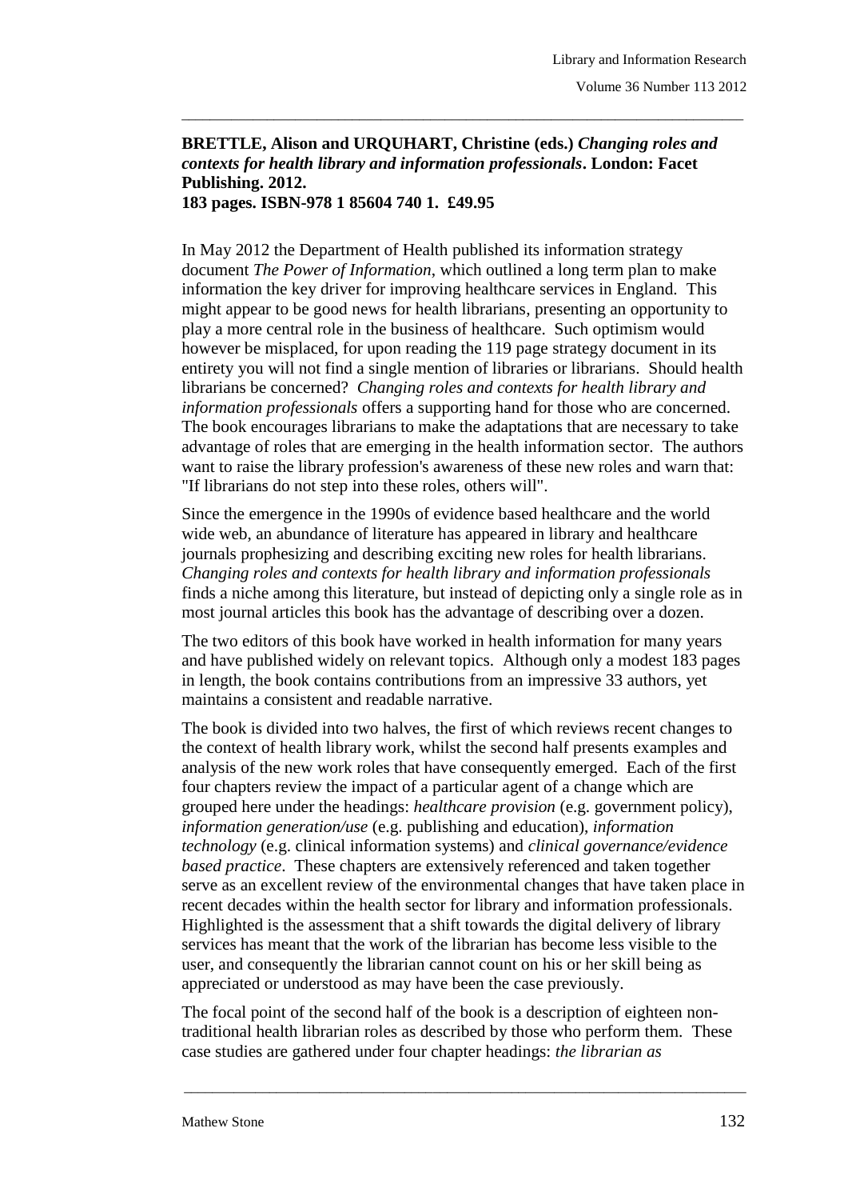**BRETTLE, Alison and URQUHART, Christine (eds.) *Changing roles and contexts for health library and information professionals*. London: Facet Publishing. 2012.
183 pages. ISBN-978 1 85604 740 1. £49.95**

In May 2012 the Department of Health published its information strategy document *The Power of Information*, which outlined a long term plan to make information the key driver for improving healthcare services in England. This might appear to be good news for health librarians, presenting an opportunity to play a more central role in the business of healthcare. Such optimism would however be misplaced, for upon reading the 119 page strategy document in its entirety you will not find a single mention of libraries or librarians. Should health librarians be concerned? *Changing roles and contexts for health library and information professionals* offers a supporting hand for those who are concerned. The book encourages librarians to make the adaptations that are necessary to take advantage of roles that are emerging in the health information sector. The authors want to raise the library profession's awareness of these new roles and warn that: "If librarians do not step into these roles, others will".

Since the emergence in the 1990s of evidence based healthcare and the world wide web, an abundance of literature has appeared in library and healthcare journals prophesizing and describing exciting new roles for health librarians. *Changing roles and contexts for health library and information professionals* finds a niche among this literature, but instead of depicting only a single role as in most journal articles this book has the advantage of describing over a dozen.

The two editors of this book have worked in health information for many years and have published widely on relevant topics. Although only a modest 183 pages in length, the book contains contributions from an impressive 33 authors, yet maintains a consistent and readable narrative.

The book is divided into two halves, the first of which reviews recent changes to the context of health library work, whilst the second half presents examples and analysis of the new work roles that have consequently emerged. Each of the first four chapters review the impact of a particular agent of a change which are grouped here under the headings: *healthcare provision* (e.g. government policy), *information generation/use* (e.g. publishing and education), *information technology* (e.g. clinical information systems) and *clinical governance/evidence based practice*. These chapters are extensively referenced and taken together serve as an excellent review of the environmental changes that have taken place in recent decades within the health sector for library and information professionals. Highlighted is the assessment that a shift towards the digital delivery of library services has meant that the work of the librarian has become less visible to the user, and consequently the librarian cannot count on his or her skill being as appreciated or understood as may have been the case previously.

The focal point of the second half of the book is a description of eighteen non-traditional health librarian roles as described by those who perform them. These case studies are gathered under four chapter headings: *the librarian as*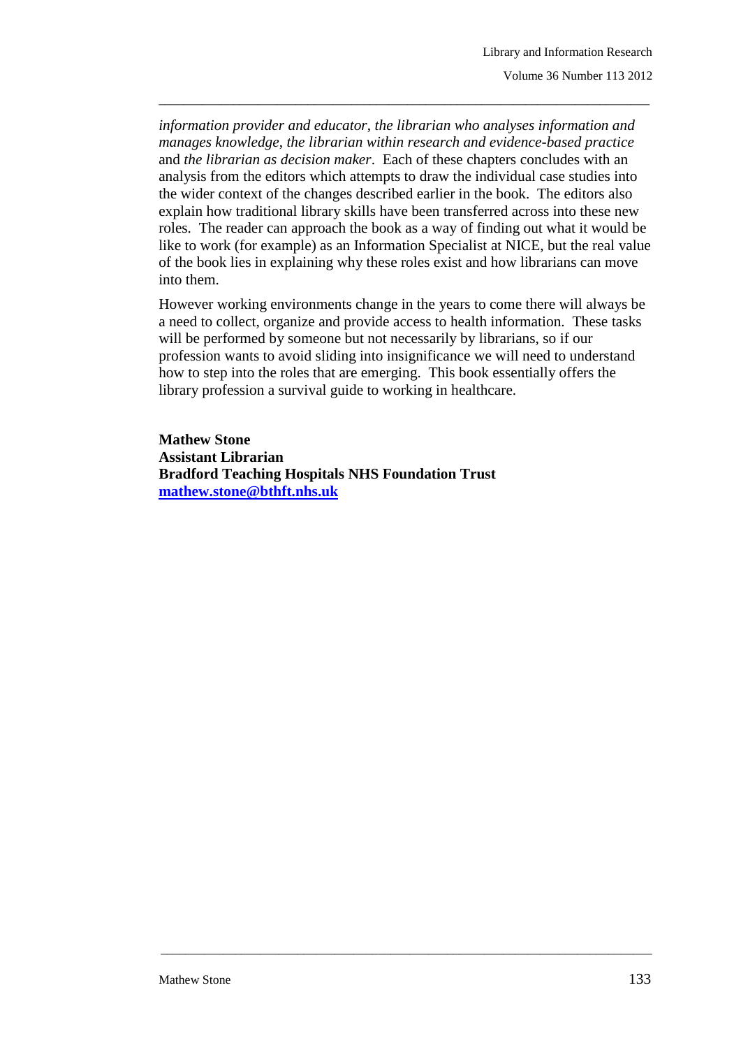*information provider and educator*, *the librarian who analyses information and manages knowledge*, *the librarian within research and evidence-based practice* and *the librarian as decision maker*. Each of these chapters concludes with an analysis from the editors which attempts to draw the individual case studies into the wider context of the changes described earlier in the book. The editors also explain how traditional library skills have been transferred across into these new roles. The reader can approach the book as a way of finding out what it would be like to work (for example) as an Information Specialist at NICE, but the real value of the book lies in explaining why these roles exist and how librarians can move into them.

However working environments change in the years to come there will always be a need to collect, organize and provide access to health information. These tasks will be performed by someone but not necessarily by librarians, so if our profession wants to avoid sliding into insignificance we will need to understand how to step into the roles that are emerging. This book essentially offers the library profession a survival guide to working in healthcare.

**Mathew Stone**
**Assistant Librarian**
**Bradford Teaching Hospitals NHS Foundation Trust**
**mathew.stone@bthft.nhs.uk**